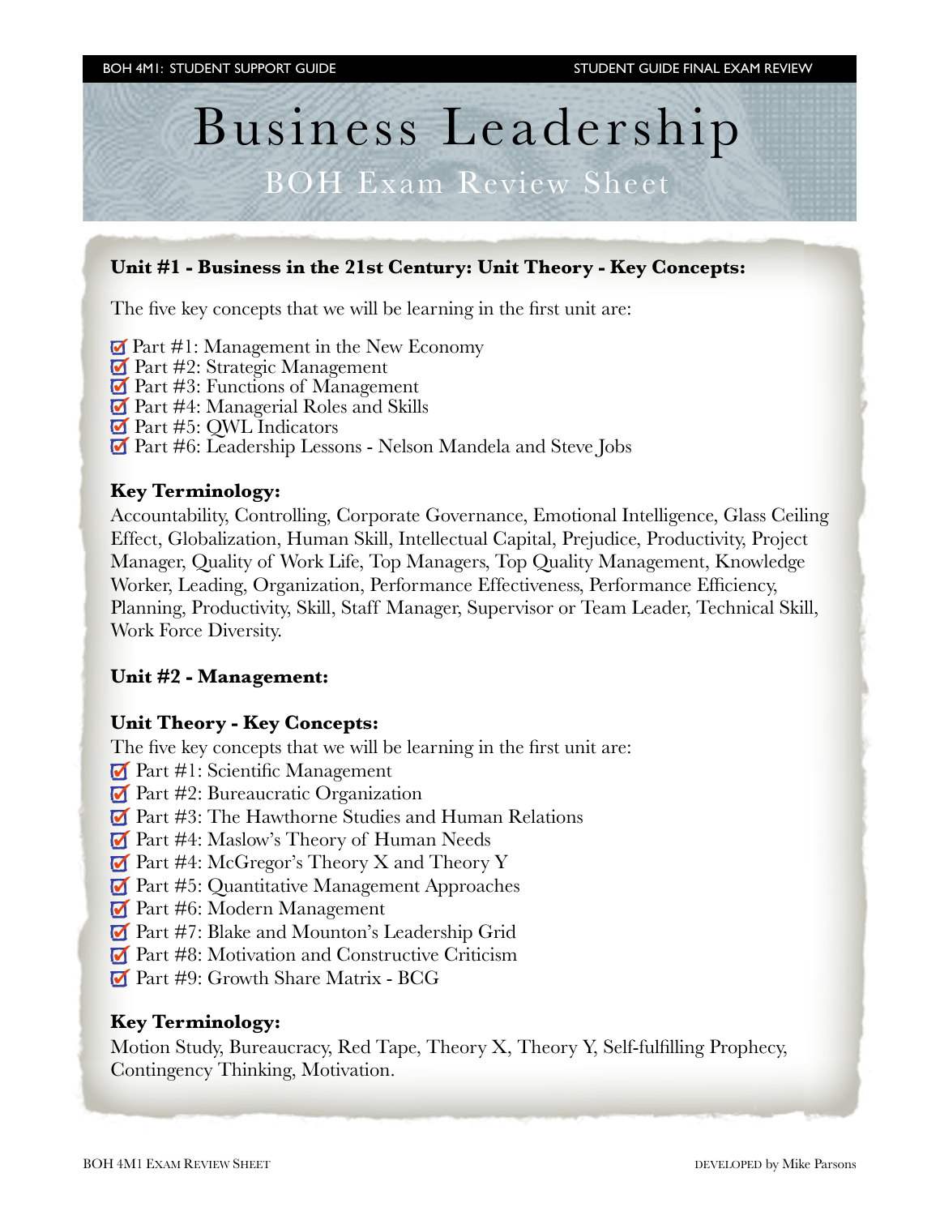# Business Leadership

## BOH Exam Review Sheet

**Unit #1 - Business in the 21st Century: Unit Theory - Key Concepts:**

The five key concepts that we will be learning in the first unit are:

- ☑ Part #1: Management in the New Economy
- ☑ Part #2: Strategic Management
- ☑ Part #3: Functions of Management
- ☑ Part #4: Managerial Roles and Skills
- ☑ Part #5: QWL Indicators
- ☑ Part #6: Leadership Lessons - Nelson Mandela and Steve Jobs

**Key Terminology:**

Accountability, Controlling, Corporate Governance, Emotional Intelligence, Glass Ceiling Effect, Globalization, Human Skill, Intellectual Capital, Prejudice, Productivity, Project Manager, Quality of Work Life, Top Managers, Top Quality Management, Knowledge Worker, Leading, Organization, Performance Effectiveness, Performance Efficiency, Planning, Productivity, Skill, Staff Manager, Supervisor or Team Leader, Technical Skill, Work Force Diversity.

**Unit #2 - Management:**

**Unit Theory - Key Concepts:**

The five key concepts that we will be learning in the first unit are:

- ☑ Part #1: Scientific Management
- ☑ Part #2: Bureaucratic Organization
- ☑ Part #3: The Hawthorne Studies and Human Relations
- ☑ Part #4: Maslow's Theory of Human Needs
- ☑ Part #4: McGregor's Theory X and Theory Y
- ☑ Part #5: Quantitative Management Approaches
- ☑ Part #6: Modern Management
- ☑ Part #7: Blake and Mounton's Leadership Grid
- ☑ Part #8: Motivation and Constructive Criticism
- ☑ Part #9: Growth Share Matrix - BCG

**Key Terminology:**

Motion Study, Bureaucracy, Red Tape, Theory X, Theory Y, Self-fulfilling Prophecy, Contingency Thinking, Motivation.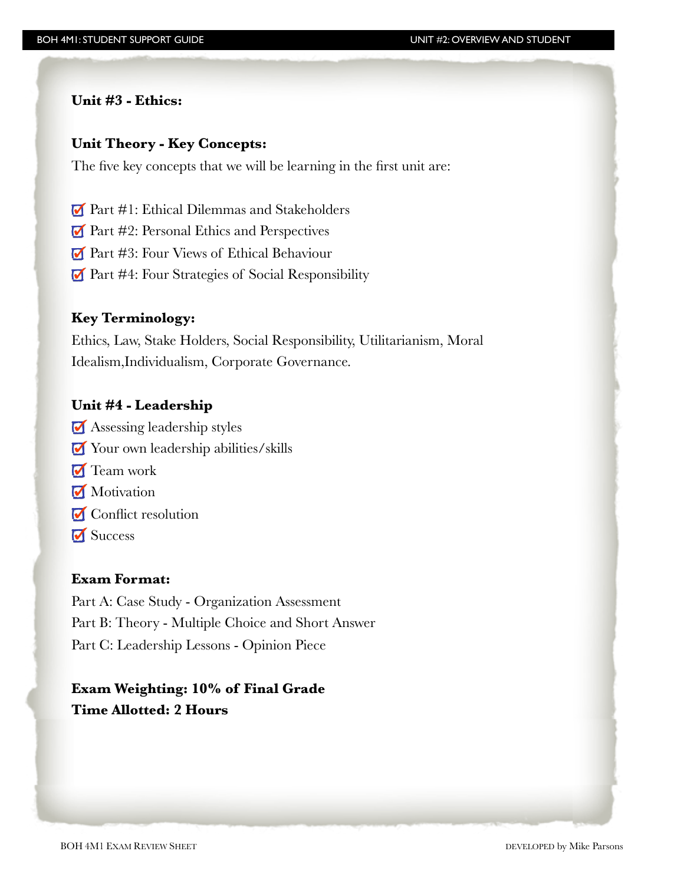**Unit #3 - Ethics:**

**Unit Theory - Key Concepts:**

The five key concepts that we will be learning in the first unit are:

- ☑ Part #1: Ethical Dilemmas and Stakeholders
- ☑ Part #2: Personal Ethics and Perspectives
- ☑ Part #3: Four Views of Ethical Behaviour
- ☑ Part #4: Four Strategies of Social Responsibility

**Key Terminology:**

Ethics, Law, Stake Holders, Social Responsibility, Utilitarianism, Moral Idealism,Individualism, Corporate Governance.

**Unit #4 - Leadership**

- ☑ Assessing leadership styles
- ☑ Your own leadership abilities/skills
- ☑ Team work
- ☑ Motivation
- ☑ Conflict resolution
- ☑ Success

**Exam Format:**

Part A: Case Study - Organization Assessment
Part B: Theory - Multiple Choice and Short Answer
Part C: Leadership Lessons - Opinion Piece

**Exam Weighting: 10% of Final Grade**
**Time Allotted: 2 Hours**